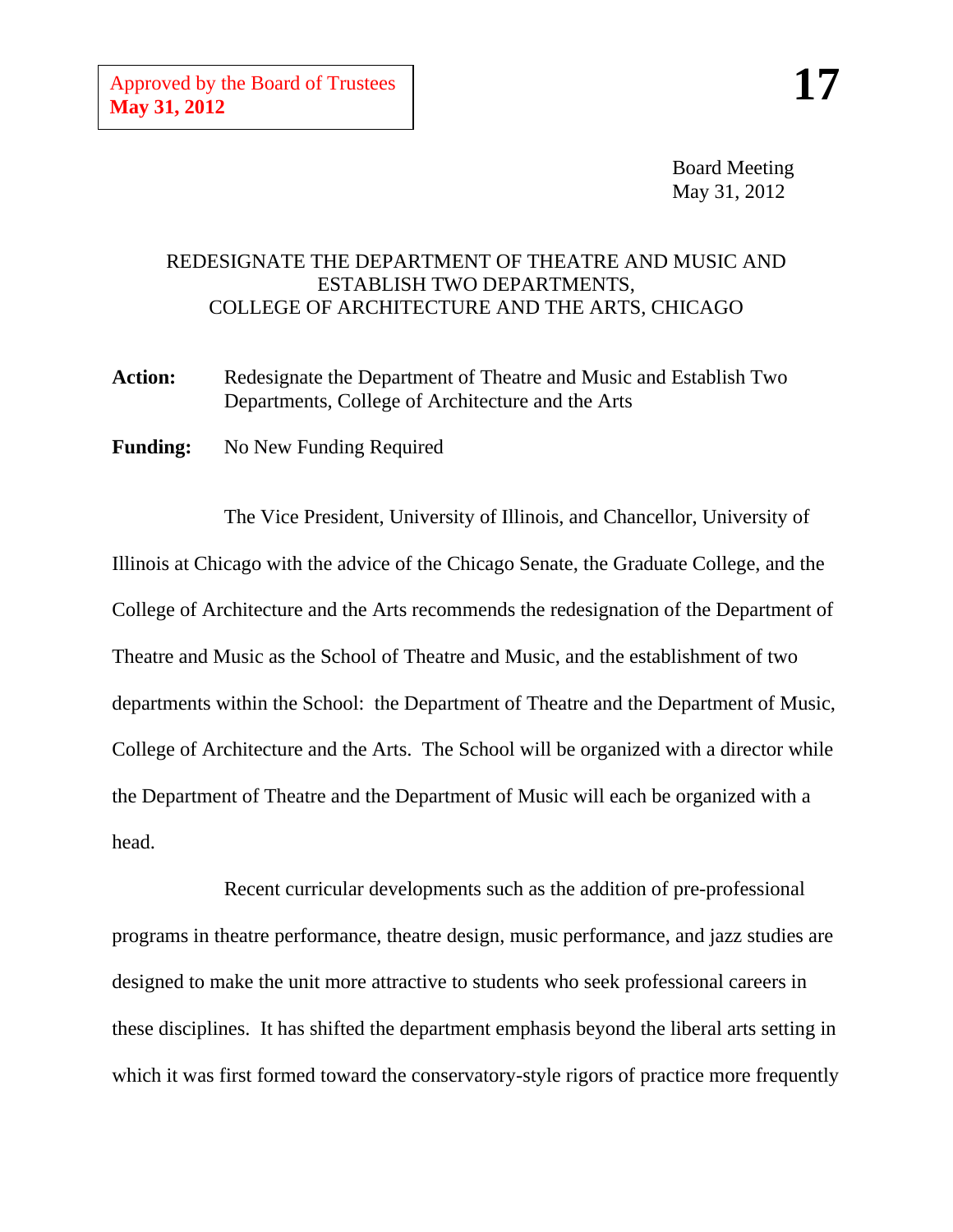Approved by the Board of Trustees
**May 31, 2012**

**17**

Board Meeting
May 31, 2012

REDESIGNATE THE DEPARTMENT OF THEATRE AND MUSIC AND ESTABLISH TWO DEPARTMENTS, COLLEGE OF ARCHITECTURE AND THE ARTS, CHICAGO

**Action:** Redesignate the Department of Theatre and Music and Establish Two Departments, College of Architecture and the Arts

**Funding:** No New Funding Required

The Vice President, University of Illinois, and Chancellor, University of Illinois at Chicago with the advice of the Chicago Senate, the Graduate College, and the College of Architecture and the Arts recommends the redesignation of the Department of Theatre and Music as the School of Theatre and Music, and the establishment of two departments within the School: the Department of Theatre and the Department of Music, College of Architecture and the Arts. The School will be organized with a director while the Department of Theatre and the Department of Music will each be organized with a head.

Recent curricular developments such as the addition of pre-professional programs in theatre performance, theatre design, music performance, and jazz studies are designed to make the unit more attractive to students who seek professional careers in these disciplines. It has shifted the department emphasis beyond the liberal arts setting in which it was first formed toward the conservatory-style rigors of practice more frequently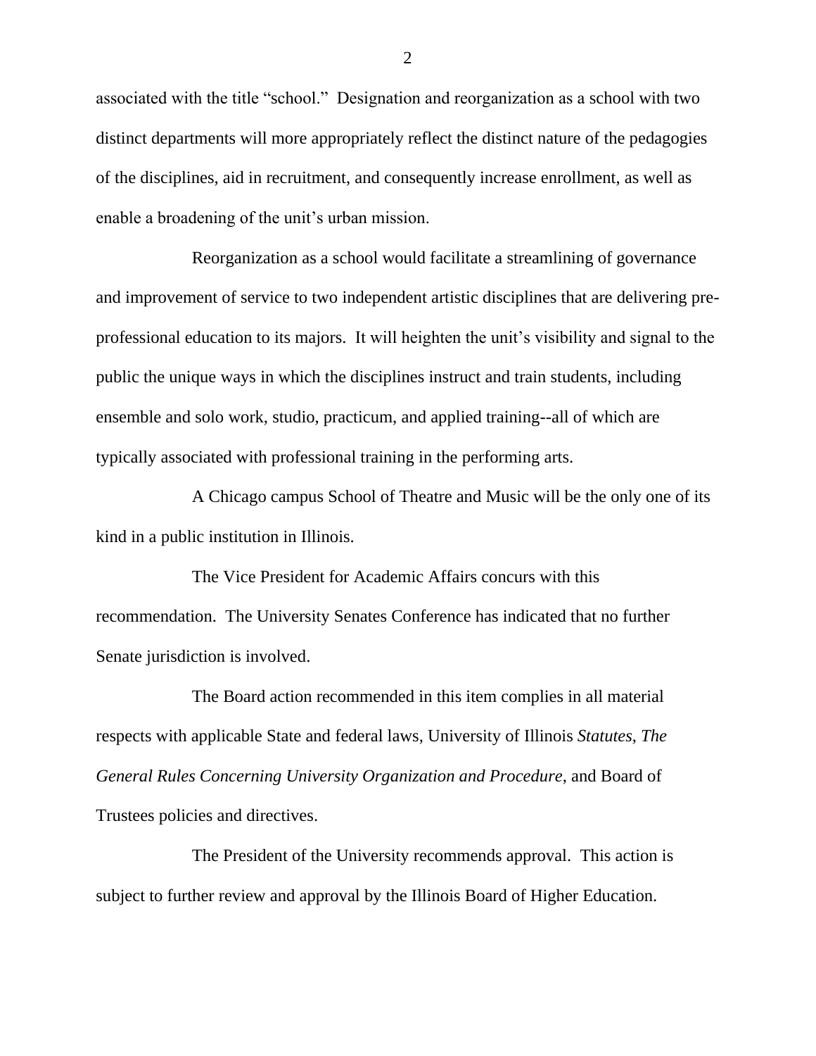associated with the title “school.” Designation and reorganization as a school with two distinct departments will more appropriately reflect the distinct nature of the pedagogies of the disciplines, aid in recruitment, and consequently increase enrollment, as well as enable a broadening of the unit’s urban mission.

Reorganization as a school would facilitate a streamlining of governance and improvement of service to two independent artistic disciplines that are delivering pre-professional education to its majors. It will heighten the unit’s visibility and signal to the public the unique ways in which the disciplines instruct and train students, including ensemble and solo work, studio, practicum, and applied training--all of which are typically associated with professional training in the performing arts.

A Chicago campus School of Theatre and Music will be the only one of its kind in a public institution in Illinois.

The Vice President for Academic Affairs concurs with this recommendation. The University Senates Conference has indicated that no further Senate jurisdiction is involved.

The Board action recommended in this item complies in all material respects with applicable State and federal laws, University of Illinois *Statutes*, *The General Rules Concerning University Organization and Procedure*, and Board of Trustees policies and directives.

The President of the University recommends approval. This action is subject to further review and approval by the Illinois Board of Higher Education.